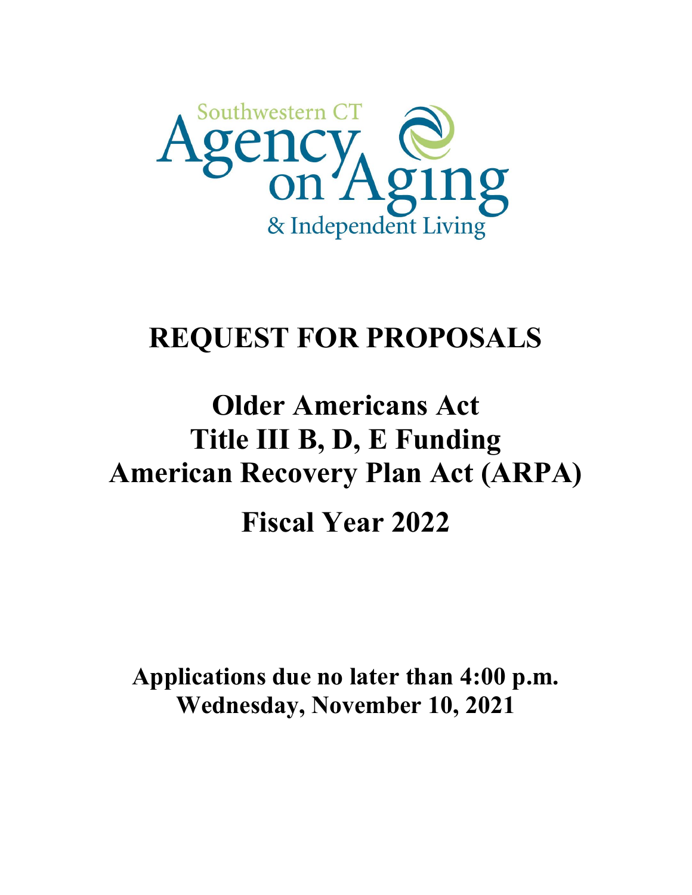Southwestern CT Agency on Aging & Independent Living

# REQUEST FOR PROPOSALS

## Older Americans Act
## Title III B, D, E Funding
## American Recovery Plan Act (ARPA)

## Fiscal Year 2022

**Applications due no later than 4:00 p.m.**
**Wednesday, November 10, 2021**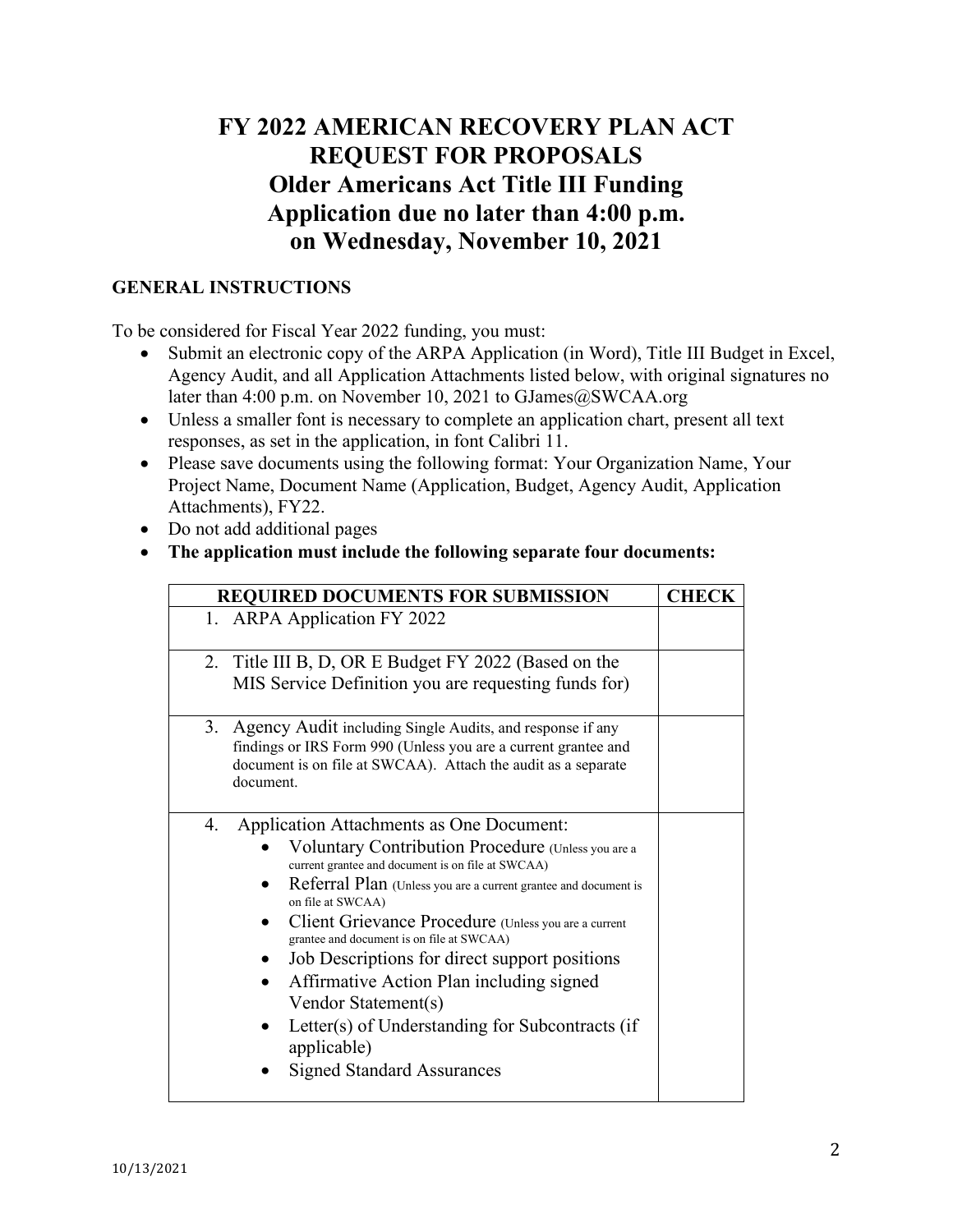# FY 2022 AMERICAN RECOVERY PLAN ACT REQUEST FOR PROPOSALS Older Americans Act Title III Funding Application due no later than 4:00 p.m. on Wednesday, November 10, 2021

## GENERAL INSTRUCTIONS

To be considered for Fiscal Year 2022 funding, you must:

- Submit an electronic copy of the ARPA Application (in Word), Title III Budget in Excel, Agency Audit, and all Application Attachments listed below, with original signatures no later than 4:00 p.m. on November 10, 2021 to GJames@SWCAA.org
- Unless a smaller font is necessary to complete an application chart, present all text responses, as set in the application, in font Calibri 11.
- Please save documents using the following format: Your Organization Name, Your Project Name, Document Name (Application, Budget, Agency Audit, Application Attachments), FY22.
- Do not add additional pages
- **The application must include the following separate four documents:**

| REQUIRED DOCUMENTS FOR SUBMISSION | CHECK |
|---|---|
| 1. ARPA Application FY 2022 | |
| 2. Title III B, D, OR E Budget FY 2022 (Based on the MIS Service Definition you are requesting funds for) | |
| 3. Agency Audit including Single Audits, and response if any findings or IRS Form 990 (Unless you are a current grantee and document is on file at SWCAA). Attach the audit as a separate document. | |
| 4. Application Attachments as One Document:<br>• Voluntary Contribution Procedure (Unless you are a current grantee and document is on file at SWCAA)<br>• Referral Plan (Unless you are a current grantee and document is on file at SWCAA)<br>• Client Grievance Procedure (Unless you are a current grantee and document is on file at SWCAA)<br>• Job Descriptions for direct support positions<br>• Affirmative Action Plan including signed Vendor Statement(s)<br>• Letter(s) of Understanding for Subcontracts (if applicable)<br>• Signed Standard Assurances | |

10/13/2021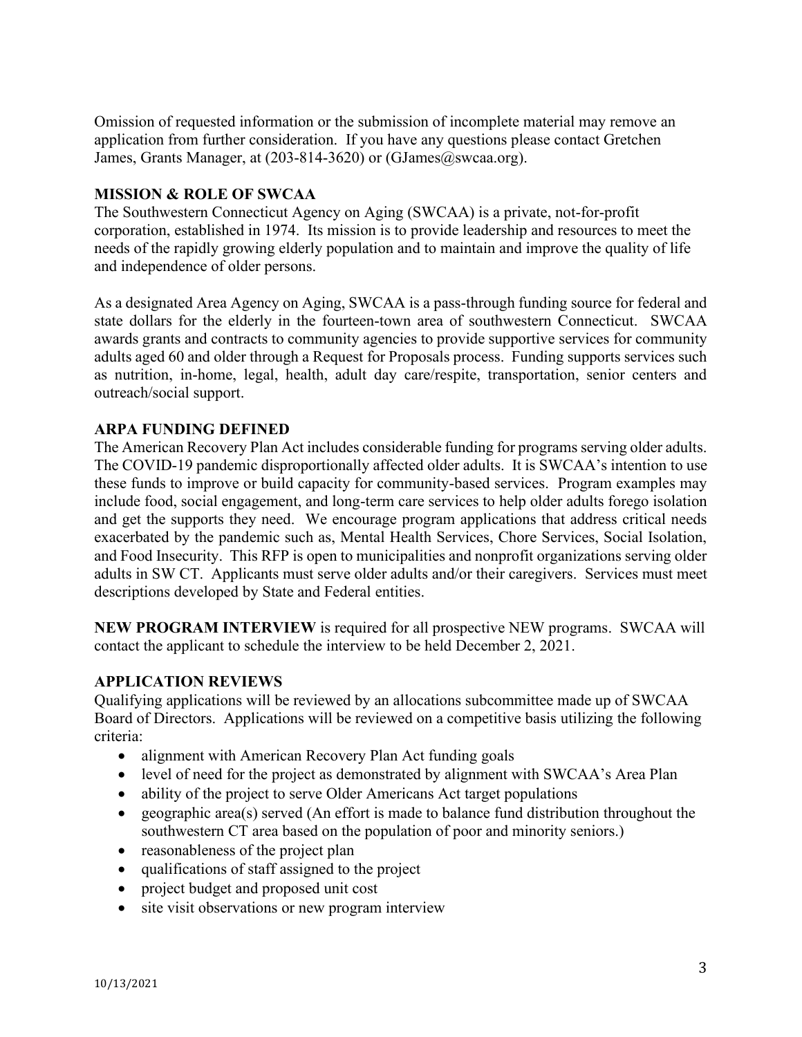Omission of requested information or the submission of incomplete material may remove an application from further consideration. If you have any questions please contact Gretchen James, Grants Manager, at (203-814-3620) or (GJames@swcaa.org).

## MISSION & ROLE OF SWCAA

The Southwestern Connecticut Agency on Aging (SWCAA) is a private, not-for-profit corporation, established in 1974. Its mission is to provide leadership and resources to meet the needs of the rapidly growing elderly population and to maintain and improve the quality of life and independence of older persons.

As a designated Area Agency on Aging, SWCAA is a pass-through funding source for federal and state dollars for the elderly in the fourteen-town area of southwestern Connecticut. SWCAA awards grants and contracts to community agencies to provide supportive services for community adults aged 60 and older through a Request for Proposals process. Funding supports services such as nutrition, in-home, legal, health, adult day care/respite, transportation, senior centers and outreach/social support.

## ARPA FUNDING DEFINED

The American Recovery Plan Act includes considerable funding for programs serving older adults. The COVID-19 pandemic disproportionally affected older adults. It is SWCAA's intention to use these funds to improve or build capacity for community-based services. Program examples may include food, social engagement, and long-term care services to help older adults forego isolation and get the supports they need. We encourage program applications that address critical needs exacerbated by the pandemic such as, Mental Health Services, Chore Services, Social Isolation, and Food Insecurity. This RFP is open to municipalities and nonprofit organizations serving older adults in SW CT. Applicants must serve older adults and/or their caregivers. Services must meet descriptions developed by State and Federal entities.

**NEW PROGRAM INTERVIEW** is required for all prospective NEW programs. SWCAA will contact the applicant to schedule the interview to be held December 2, 2021.

## APPLICATION REVIEWS

Qualifying applications will be reviewed by an allocations subcommittee made up of SWCAA Board of Directors. Applications will be reviewed on a competitive basis utilizing the following criteria:

- alignment with American Recovery Plan Act funding goals
- level of need for the project as demonstrated by alignment with SWCAA's Area Plan
- ability of the project to serve Older Americans Act target populations
- geographic area(s) served (An effort is made to balance fund distribution throughout the southwestern CT area based on the population of poor and minority seniors.)
- reasonableness of the project plan
- qualifications of staff assigned to the project
- project budget and proposed unit cost
- site visit observations or new program interview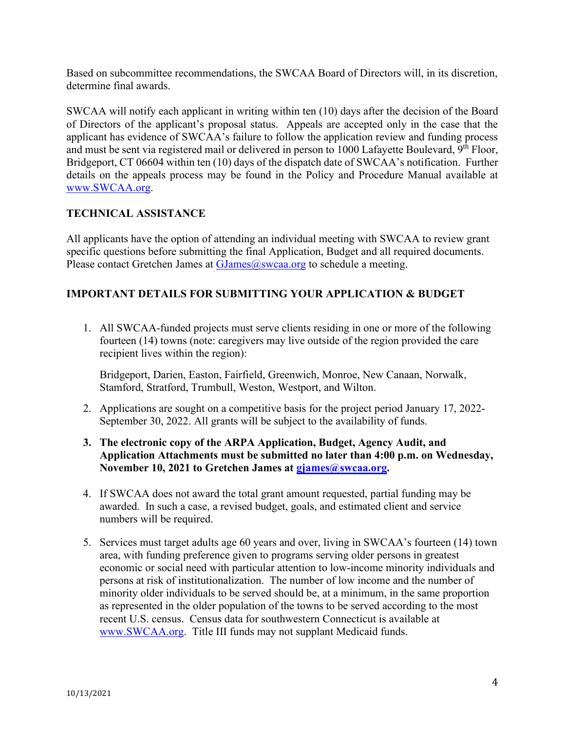Based on subcommittee recommendations, the SWCAA Board of Directors will, in its discretion, determine final awards.

SWCAA will notify each applicant in writing within ten (10) days after the decision of the Board of Directors of the applicant's proposal status. Appeals are accepted only in the case that the applicant has evidence of SWCAA's failure to follow the application review and funding process and must be sent via registered mail or delivered in person to 1000 Lafayette Boulevard, 9th Floor, Bridgeport, CT 06604 within ten (10) days of the dispatch date of SWCAA's notification. Further details on the appeals process may be found in the Policy and Procedure Manual available at www.SWCAA.org.

## TECHNICAL ASSISTANCE

All applicants have the option of attending an individual meeting with SWCAA to review grant specific questions before submitting the final Application, Budget and all required documents. Please contact Gretchen James at GJames@swcaa.org to schedule a meeting.

## IMPORTANT DETAILS FOR SUBMITTING YOUR APPLICATION & BUDGET

1. All SWCAA-funded projects must serve clients residing in one or more of the following fourteen (14) towns (note: caregivers may live outside of the region provided the care recipient lives within the region):

   Bridgeport, Darien, Easton, Fairfield, Greenwich, Monroe, New Canaan, Norwalk, Stamford, Stratford, Trumbull, Weston, Westport, and Wilton.

2. Applications are sought on a competitive basis for the project period January 17, 2022-September 30, 2022. All grants will be subject to the availability of funds.

3. **The electronic copy of the ARPA Application, Budget, Agency Audit, and Application Attachments must be submitted no later than 4:00 p.m. on Wednesday, November 10, 2021 to Gretchen James at gjames@swcaa.org.**

4. If SWCAA does not award the total grant amount requested, partial funding may be awarded. In such a case, a revised budget, goals, and estimated client and service numbers will be required.

5. Services must target adults age 60 years and over, living in SWCAA's fourteen (14) town area, with funding preference given to programs serving older persons in greatest economic or social need with particular attention to low-income minority individuals and persons at risk of institutionalization. The number of low income and the number of minority older individuals to be served should be, at a minimum, in the same proportion as represented in the older population of the towns to be served according to the most recent U.S. census. Census data for southwestern Connecticut is available at www.SWCAA.org. Title III funds may not supplant Medicaid funds.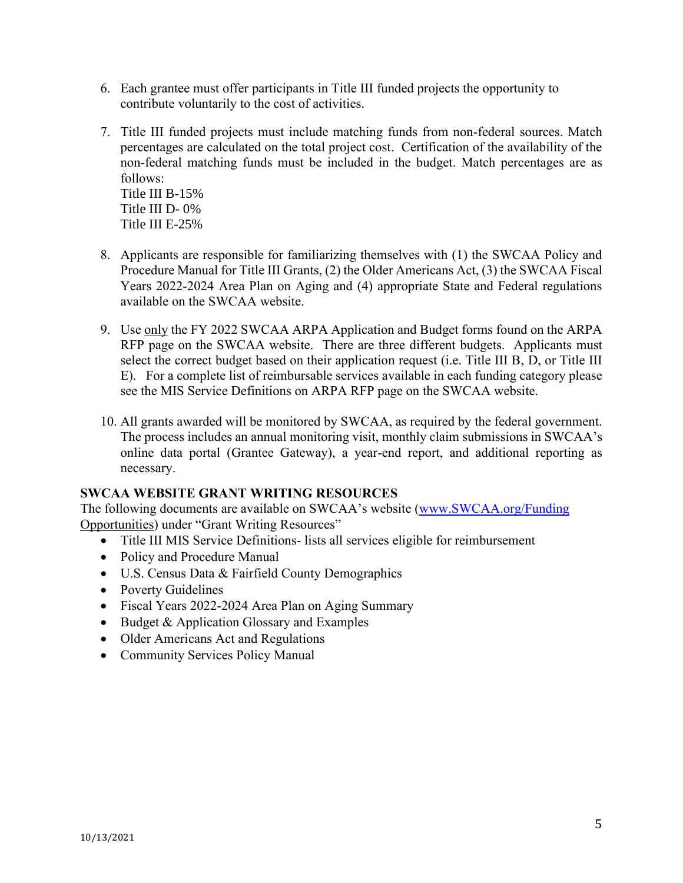6. Each grantee must offer participants in Title III funded projects the opportunity to contribute voluntarily to the cost of activities.

7. Title III funded projects must include matching funds from non-federal sources. Match percentages are calculated on the total project cost. Certification of the availability of the non-federal matching funds must be included in the budget. Match percentages are as follows:
   Title III B-15%
   Title III D- 0%
   Title III E-25%

8. Applicants are responsible for familiarizing themselves with (1) the SWCAA Policy and Procedure Manual for Title III Grants, (2) the Older Americans Act, (3) the SWCAA Fiscal Years 2022-2024 Area Plan on Aging and (4) appropriate State and Federal regulations available on the SWCAA website.

9. Use only the FY 2022 SWCAA ARPA Application and Budget forms found on the ARPA RFP page on the SWCAA website. There are three different budgets. Applicants must select the correct budget based on their application request (i.e. Title III B, D, or Title III E). For a complete list of reimbursable services available in each funding category please see the MIS Service Definitions on ARPA RFP page on the SWCAA website.

10. All grants awarded will be monitored by SWCAA, as required by the federal government. The process includes an annual monitoring visit, monthly claim submissions in SWCAA's online data portal (Grantee Gateway), a year-end report, and additional reporting as necessary.

**SWCAA WEBSITE GRANT WRITING RESOURCES**

The following documents are available on SWCAA's website (www.SWCAA.org/Funding Opportunities) under "Grant Writing Resources"

- Title III MIS Service Definitions- lists all services eligible for reimbursement
- Policy and Procedure Manual
- U.S. Census Data & Fairfield County Demographics
- Poverty Guidelines
- Fiscal Years 2022-2024 Area Plan on Aging Summary
- Budget & Application Glossary and Examples
- Older Americans Act and Regulations
- Community Services Policy Manual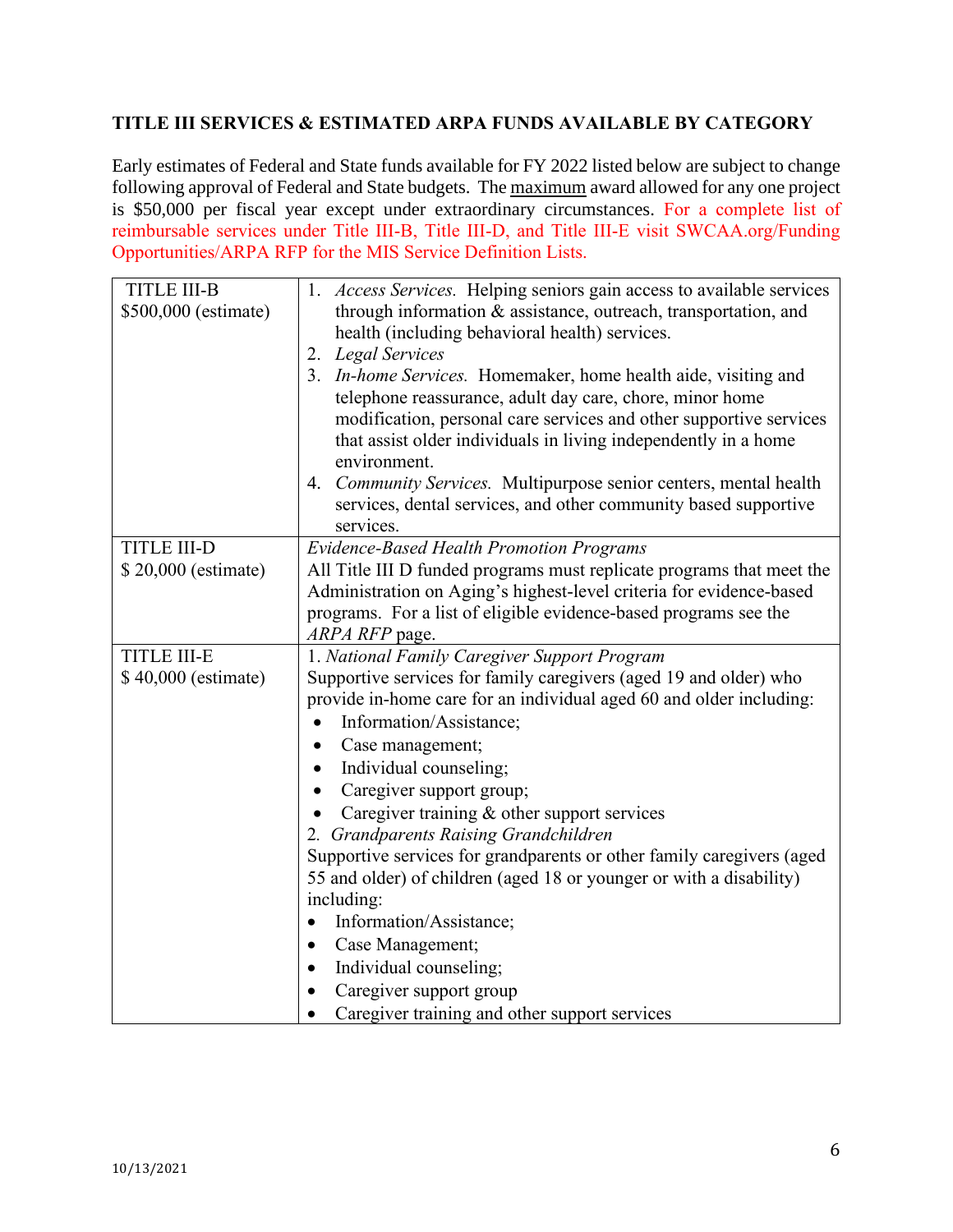## TITLE III SERVICES & ESTIMATED ARPA FUNDS AVAILABLE BY CATEGORY

Early estimates of Federal and State funds available for FY 2022 listed below are subject to change following approval of Federal and State budgets. The maximum award allowed for any one project is $50,000 per fiscal year except under extraordinary circumstances. For a complete list of reimbursable services under Title III-B, Title III-D, and Title III-E visit SWCAA.org/Funding Opportunities/ARPA RFP for the MIS Service Definition Lists.

| | |
|---|---|
| TITLE III-B<br>$500,000 (estimate) | 1. *Access Services.* Helping seniors gain access to available services through information & assistance, outreach, transportation, and health (including behavioral health) services.<br>2. *Legal Services*<br>3. *In-home Services.* Homemaker, home health aide, visiting and telephone reassurance, adult day care, chore, minor home modification, personal care services and other supportive services that assist older individuals in living independently in a home environment.<br>4. *Community Services.* Multipurpose senior centers, mental health services, dental services, and other community based supportive services. |
| TITLE III-D<br>$ 20,000 (estimate) | *Evidence-Based Health Promotion Programs*<br>All Title III D funded programs must replicate programs that meet the Administration on Aging's highest-level criteria for evidence-based programs. For a list of eligible evidence-based programs see the *ARPA RFP* page. |
| TITLE III-E<br>$ 40,000 (estimate) | 1. *National Family Caregiver Support Program*<br>Supportive services for family caregivers (aged 19 and older) who provide in-home care for an individual aged 60 and older including:<br>• Information/Assistance;<br>• Case management;<br>• Individual counseling;<br>• Caregiver support group;<br>• Caregiver training & other support services<br>2. *Grandparents Raising Grandchildren*<br>Supportive services for grandparents or other family caregivers (aged 55 and older) of children (aged 18 or younger or with a disability) including:<br>• Information/Assistance;<br>• Case Management;<br>• Individual counseling;<br>• Caregiver support group<br>• Caregiver training and other support services |

10/13/2021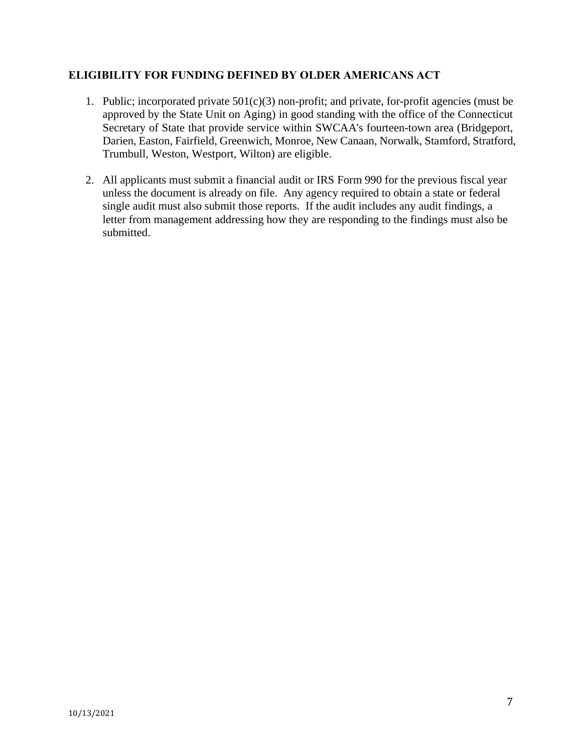## ELIGIBILITY FOR FUNDING DEFINED BY OLDER AMERICANS ACT

1. Public; incorporated private 501(c)(3) non-profit; and private, for-profit agencies (must be approved by the State Unit on Aging) in good standing with the office of the Connecticut Secretary of State that provide service within SWCAA's fourteen-town area (Bridgeport, Darien, Easton, Fairfield, Greenwich, Monroe, New Canaan, Norwalk, Stamford, Stratford, Trumbull, Weston, Westport, Wilton) are eligible.

2. All applicants must submit a financial audit or IRS Form 990 for the previous fiscal year unless the document is already on file. Any agency required to obtain a state or federal single audit must also submit those reports. If the audit includes any audit findings, a letter from management addressing how they are responding to the findings must also be submitted.